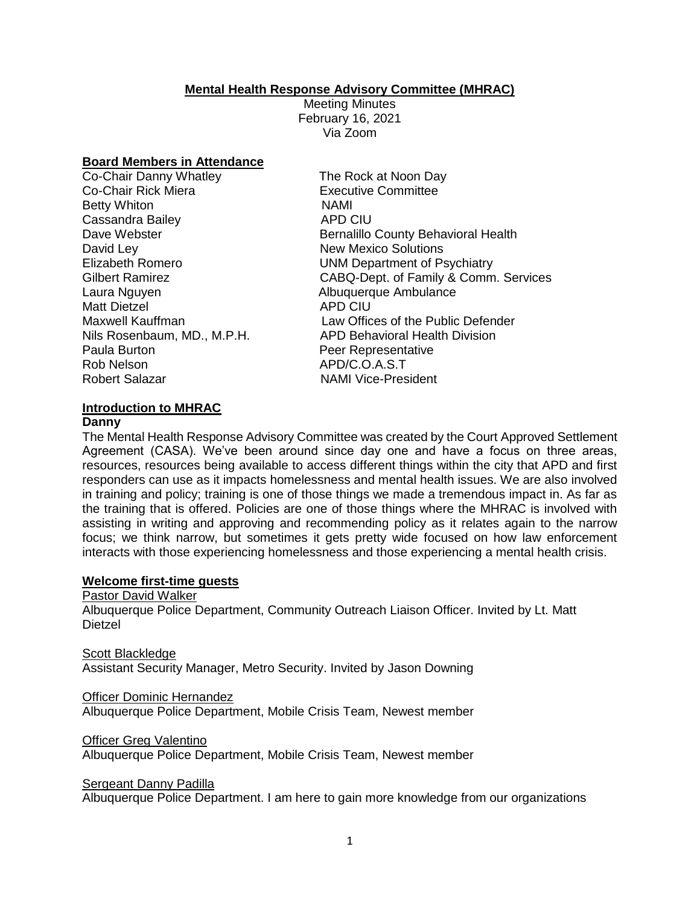**Mental Health Response Advisory Committee (MHRAC)**

Meeting Minutes
February 16, 2021
Via Zoom

**Board Members in Attendance**

| | |
|---|---|
| Co-Chair Danny Whatley | The Rock at Noon Day |
| Co-Chair Rick Miera | Executive Committee |
| Betty Whiton | NAMI |
| Cassandra Bailey | APD CIU |
| Dave Webster | Bernalillo County Behavioral Health |
| David Ley | New Mexico Solutions |
| Elizabeth Romero | UNM Department of Psychiatry |
| Gilbert Ramirez | CABQ-Dept. of Family & Comm. Services |
| Laura Nguyen | Albuquerque Ambulance |
| Matt Dietzel | APD CIU |
| Maxwell Kauffman | Law Offices of the Public Defender |
| Nils Rosenbaum, MD., M.P.H. | APD Behavioral Health Division |
| Paula Burton | Peer Representative |
| Rob Nelson | APD/C.O.A.S.T |
| Robert Salazar | NAMI Vice-President |

**Introduction to MHRAC**

**Danny**

The Mental Health Response Advisory Committee was created by the Court Approved Settlement Agreement (CASA). We've been around since day one and have a focus on three areas, resources, resources being available to access different things within the city that APD and first responders can use as it impacts homelessness and mental health issues. We are also involved in training and policy; training is one of those things we made a tremendous impact in. As far as the training that is offered. Policies are one of those things where the MHRAC is involved with assisting in writing and approving and recommending policy as it relates again to the narrow focus; we think narrow, but sometimes it gets pretty wide focused on how law enforcement interacts with those experiencing homelessness and those experiencing a mental health crisis.

**Welcome first-time guests**

Pastor David Walker
Albuquerque Police Department, Community Outreach Liaison Officer. Invited by Lt. Matt Dietzel

Scott Blackledge
Assistant Security Manager, Metro Security. Invited by Jason Downing

Officer Dominic Hernandez
Albuquerque Police Department, Mobile Crisis Team, Newest member

Officer Greg Valentino
Albuquerque Police Department, Mobile Crisis Team, Newest member

Sergeant Danny Padilla
Albuquerque Police Department. I am here to gain more knowledge from our organizations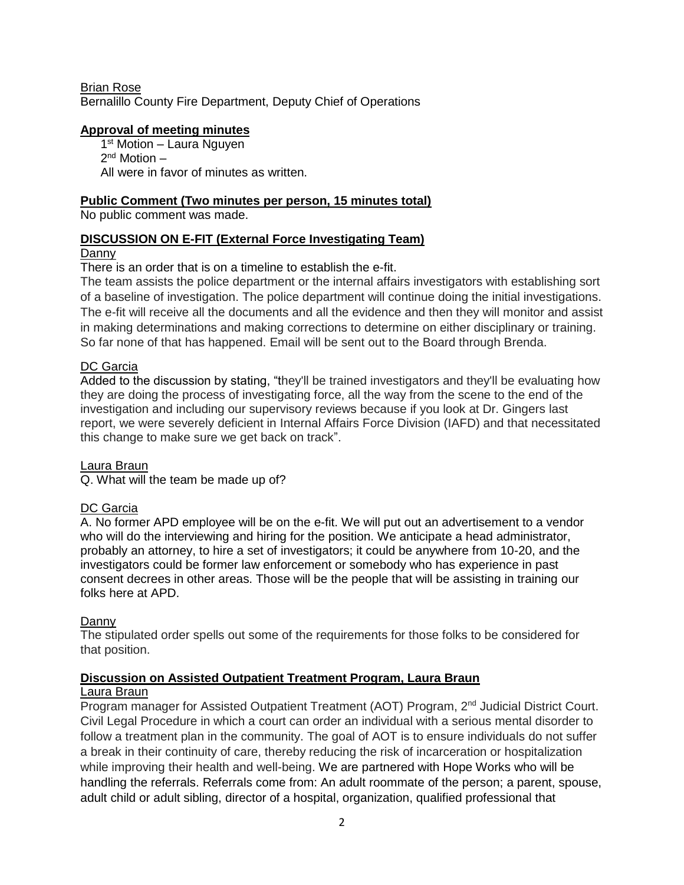Brian Rose
Bernalillo County Fire Department, Deputy Chief of Operations

**Approval of meeting minutes**

1st Motion – Laura Nguyen
2nd Motion –
All were in favor of minutes as written.

**Public Comment (Two minutes per person, 15 minutes total)**

No public comment was made.

**DISCUSSION ON E-FIT (External Force Investigating Team)**

Danny

There is an order that is on a timeline to establish the e-fit.
The team assists the police department or the internal affairs investigators with establishing sort of a baseline of investigation. The police department will continue doing the initial investigations. The e-fit will receive all the documents and all the evidence and then they will monitor and assist in making determinations and making corrections to determine on either disciplinary or training. So far none of that has happened. Email will be sent out to the Board through Brenda.

DC Garcia

Added to the discussion by stating, "they'll be trained investigators and they'll be evaluating how they are doing the process of investigating force, all the way from the scene to the end of the investigation and including our supervisory reviews because if you look at Dr. Gingers last report, we were severely deficient in Internal Affairs Force Division (IAFD) and that necessitated this change to make sure we get back on track".

Laura Braun

Q. What will the team be made up of?

DC Garcia

A. No former APD employee will be on the e-fit. We will put out an advertisement to a vendor who will do the interviewing and hiring for the position. We anticipate a head administrator, probably an attorney, to hire a set of investigators; it could be anywhere from 10-20, and the investigators could be former law enforcement or somebody who has experience in past consent decrees in other areas. Those will be the people that will be assisting in training our folks here at APD.

Danny

The stipulated order spells out some of the requirements for those folks to be considered for that position.

**Discussion on Assisted Outpatient Treatment Program, Laura Braun**

Laura Braun

Program manager for Assisted Outpatient Treatment (AOT) Program, 2nd Judicial District Court. Civil Legal Procedure in which a court can order an individual with a serious mental disorder to follow a treatment plan in the community. The goal of AOT is to ensure individuals do not suffer a break in their continuity of care, thereby reducing the risk of incarceration or hospitalization while improving their health and well-being. We are partnered with Hope Works who will be handling the referrals. Referrals come from: An adult roommate of the person; a parent, spouse, adult child or adult sibling, director of a hospital, organization, qualified professional that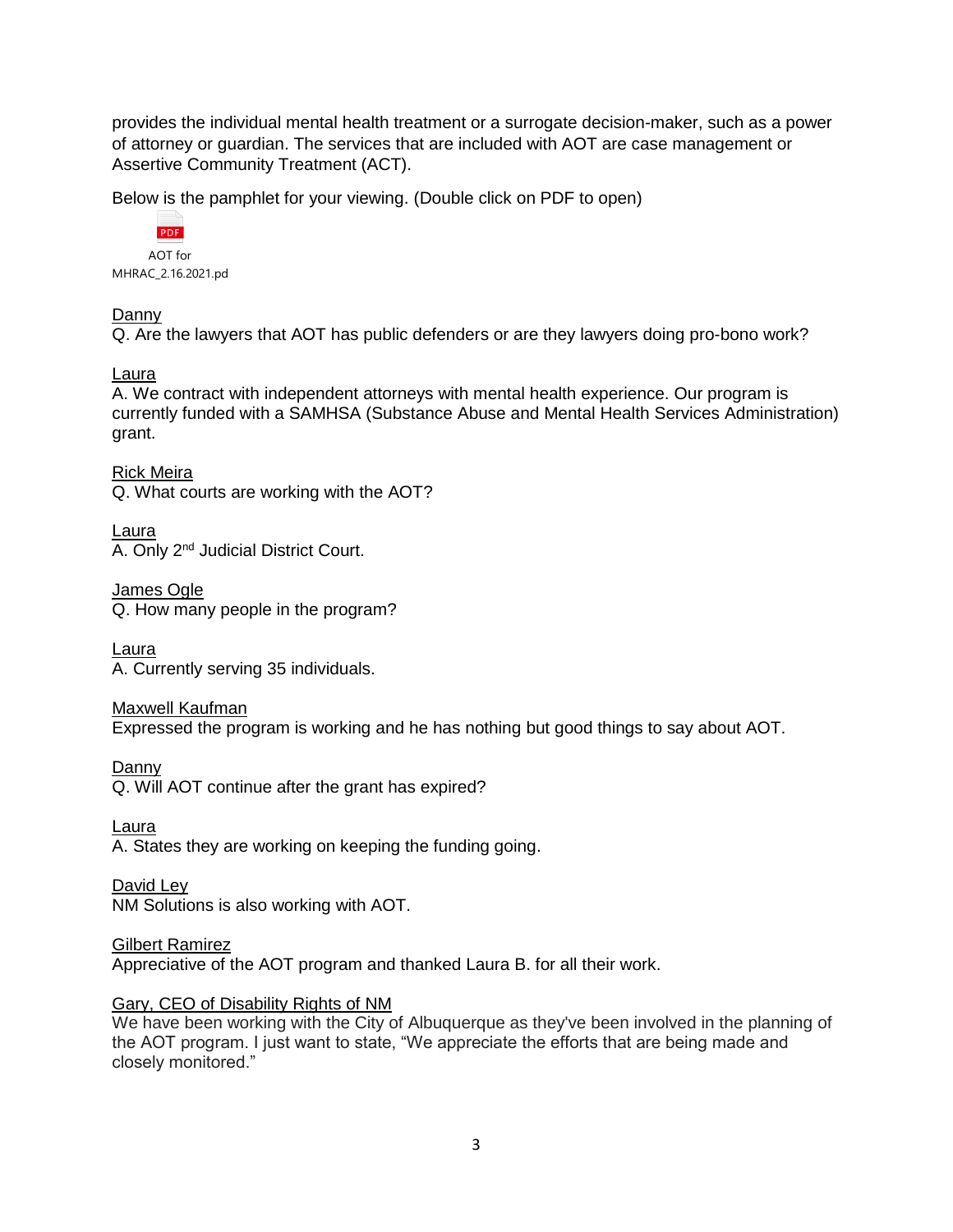provides the individual mental health treatment or a surrogate decision-maker, such as a power of attorney or guardian. The services that are included with AOT are case management or Assertive Community Treatment (ACT).

Below is the pamphlet for your viewing. (Double click on PDF to open)

AOT for MHRAC_2.16.2021.pd

Danny
Q. Are the lawyers that AOT has public defenders or are they lawyers doing pro-bono work?

Laura
A. We contract with independent attorneys with mental health experience. Our program is currently funded with a SAMHSA (Substance Abuse and Mental Health Services Administration) grant.

Rick Meira
Q. What courts are working with the AOT?

Laura
A. Only 2nd Judicial District Court.

James Ogle
Q. How many people in the program?

Laura
A. Currently serving 35 individuals.

Maxwell Kaufman
Expressed the program is working and he has nothing but good things to say about AOT.

Danny
Q. Will AOT continue after the grant has expired?

Laura
A. States they are working on keeping the funding going.

David Ley
NM Solutions is also working with AOT.

Gilbert Ramirez
Appreciative of the AOT program and thanked Laura B. for all their work.

Gary, CEO of Disability Rights of NM
We have been working with the City of Albuquerque as they've been involved in the planning of the AOT program. I just want to state, "We appreciate the efforts that are being made and closely monitored."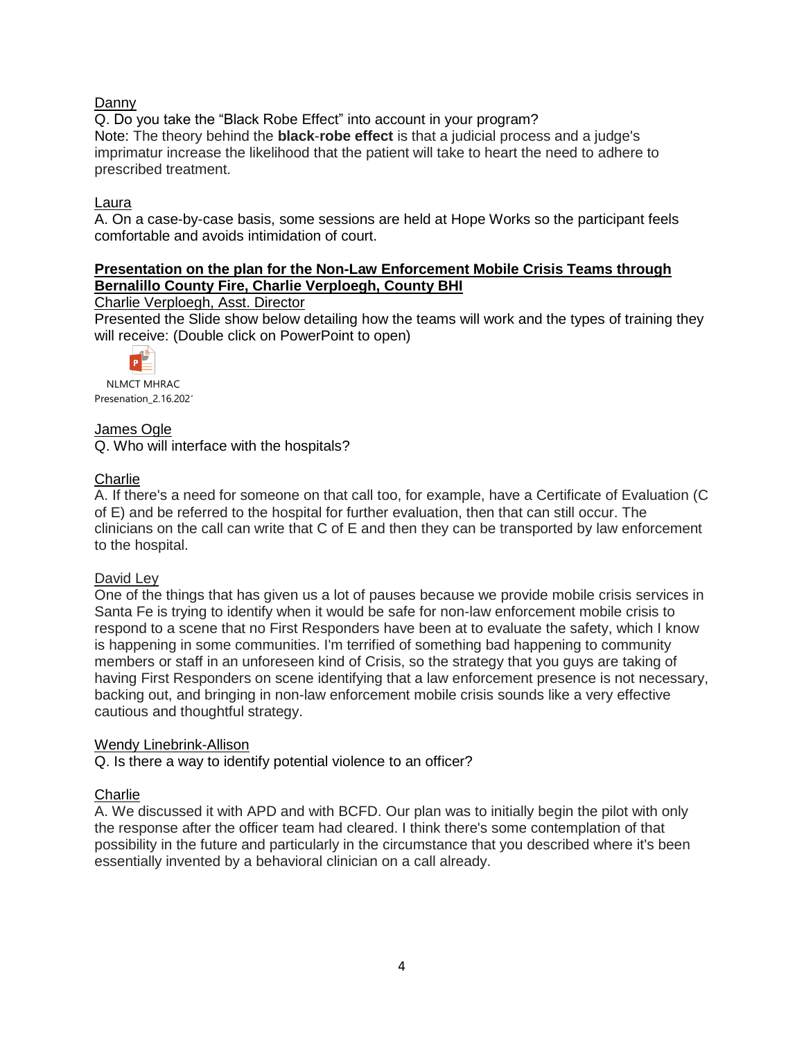Danny

Q. Do you take the "Black Robe Effect" into account in your program?

Note: The theory behind the **black-robe effect** is that a judicial process and a judge's imprimatur increase the likelihood that the patient will take to heart the need to adhere to prescribed treatment.

Laura

A. On a case-by-case basis, some sessions are held at Hope Works so the participant feels comfortable and avoids intimidation of court.

**Presentation on the plan for the Non-Law Enforcement Mobile Crisis Teams through Bernalillo County Fire, Charlie Verploegh, County BHI**

Charlie Verploegh, Asst. Director

Presented the Slide show below detailing how the teams will work and the types of training they will receive: (Double click on PowerPoint to open)

NLMCT MHRAC Presenation_2.16.202´

James Ogle

Q. Who will interface with the hospitals?

Charlie

A. If there's a need for someone on that call too, for example, have a Certificate of Evaluation (C of E) and be referred to the hospital for further evaluation, then that can still occur. The clinicians on the call can write that C of E and then they can be transported by law enforcement to the hospital.

David Ley

One of the things that has given us a lot of pauses because we provide mobile crisis services in Santa Fe is trying to identify when it would be safe for non-law enforcement mobile crisis to respond to a scene that no First Responders have been at to evaluate the safety, which I know is happening in some communities. I'm terrified of something bad happening to community members or staff in an unforeseen kind of Crisis, so the strategy that you guys are taking of having First Responders on scene identifying that a law enforcement presence is not necessary, backing out, and bringing in non-law enforcement mobile crisis sounds like a very effective cautious and thoughtful strategy.

Wendy Linebrink-Allison

Q. Is there a way to identify potential violence to an officer?

Charlie

A. We discussed it with APD and with BCFD. Our plan was to initially begin the pilot with only the response after the officer team had cleared. I think there's some contemplation of that possibility in the future and particularly in the circumstance that you described where it's been essentially invented by a behavioral clinician on a call already.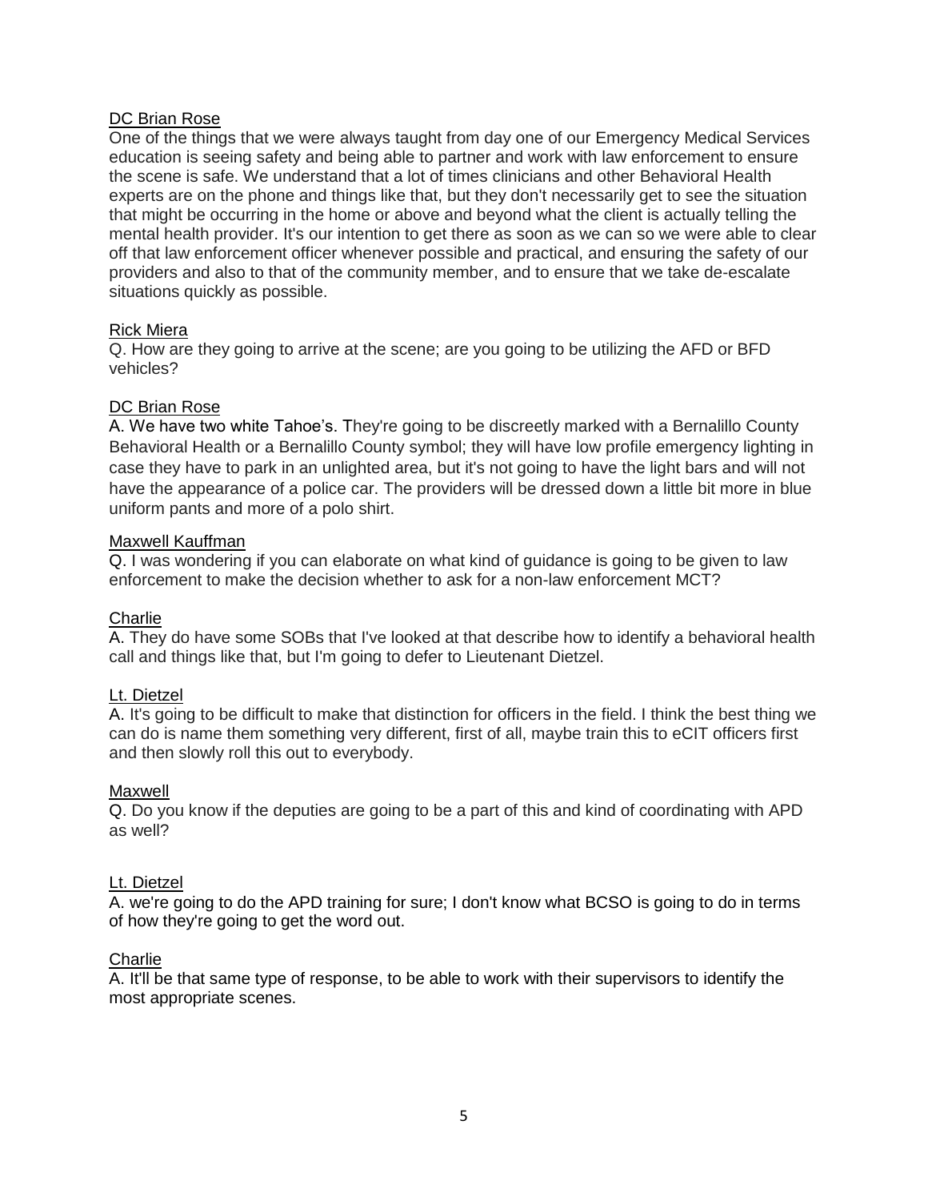DC Brian Rose

One of the things that we were always taught from day one of our Emergency Medical Services education is seeing safety and being able to partner and work with law enforcement to ensure the scene is safe. We understand that a lot of times clinicians and other Behavioral Health experts are on the phone and things like that, but they don't necessarily get to see the situation that might be occurring in the home or above and beyond what the client is actually telling the mental health provider. It's our intention to get there as soon as we can so we were able to clear off that law enforcement officer whenever possible and practical, and ensuring the safety of our providers and also to that of the community member, and to ensure that we take de-escalate situations quickly as possible.

Rick Miera

Q. How are they going to arrive at the scene; are you going to be utilizing the AFD or BFD vehicles?

DC Brian Rose

A. We have two white Tahoe's. They're going to be discreetly marked with a Bernalillo County Behavioral Health or a Bernalillo County symbol; they will have low profile emergency lighting in case they have to park in an unlighted area, but it's not going to have the light bars and will not have the appearance of a police car. The providers will be dressed down a little bit more in blue uniform pants and more of a polo shirt.

Maxwell Kauffman

Q. I was wondering if you can elaborate on what kind of guidance is going to be given to law enforcement to make the decision whether to ask for a non-law enforcement MCT?

Charlie

A. They do have some SOBs that I've looked at that describe how to identify a behavioral health call and things like that, but I'm going to defer to Lieutenant Dietzel.

Lt. Dietzel

A. It's going to be difficult to make that distinction for officers in the field. I think the best thing we can do is name them something very different, first of all, maybe train this to eCIT officers first and then slowly roll this out to everybody.

Maxwell

Q. Do you know if the deputies are going to be a part of this and kind of coordinating with APD as well?

Lt. Dietzel

A. we're going to do the APD training for sure; I don't know what BCSO is going to do in terms of how they're going to get the word out.

Charlie

A. It'll be that same type of response, to be able to work with their supervisors to identify the most appropriate scenes.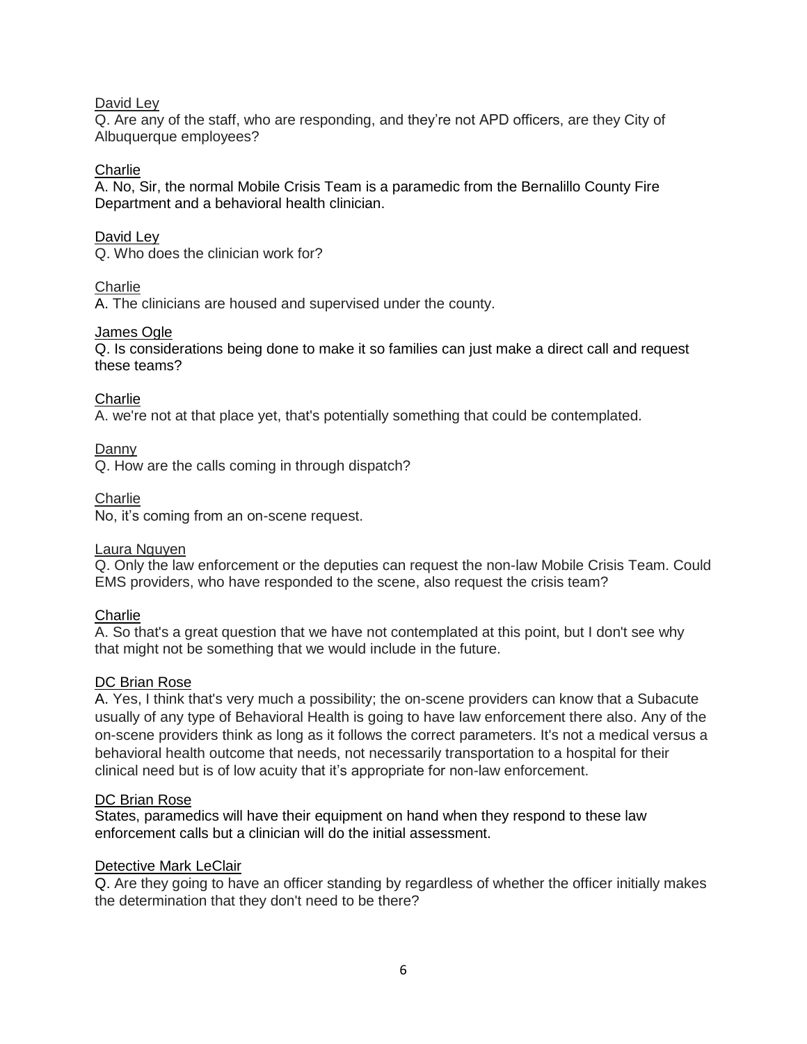David Ley

Q. Are any of the staff, who are responding, and they're not APD officers, are they City of Albuquerque employees?

Charlie

A. No, Sir, the normal Mobile Crisis Team is a paramedic from the Bernalillo County Fire Department and a behavioral health clinician.

David Ley

Q. Who does the clinician work for?

Charlie

A. The clinicians are housed and supervised under the county.

James Ogle

Q. Is considerations being done to make it so families can just make a direct call and request these teams?

Charlie

A. we're not at that place yet, that's potentially something that could be contemplated.

Danny

Q. How are the calls coming in through dispatch?

Charlie

No, it's coming from an on-scene request.

Laura Nguyen

Q. Only the law enforcement or the deputies can request the non-law Mobile Crisis Team. Could EMS providers, who have responded to the scene, also request the crisis team?

Charlie

A. So that's a great question that we have not contemplated at this point, but I don't see why that might not be something that we would include in the future.

DC Brian Rose

A. Yes, I think that's very much a possibility; the on-scene providers can know that a Subacute usually of any type of Behavioral Health is going to have law enforcement there also. Any of the on-scene providers think as long as it follows the correct parameters. It's not a medical versus a behavioral health outcome that needs, not necessarily transportation to a hospital for their clinical need but is of low acuity that it's appropriate for non-law enforcement.

DC Brian Rose

States, paramedics will have their equipment on hand when they respond to these law enforcement calls but a clinician will do the initial assessment.

Detective Mark LeClair

Q. Are they going to have an officer standing by regardless of whether the officer initially makes the determination that they don't need to be there?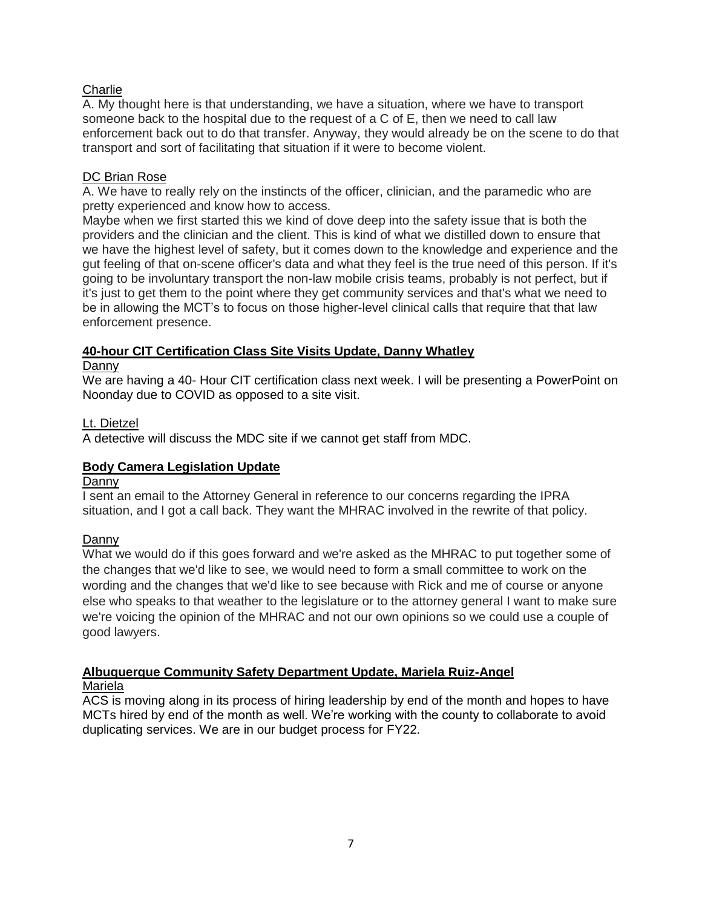Charlie

A. My thought here is that understanding, we have a situation, where we have to transport someone back to the hospital due to the request of a C of E, then we need to call law enforcement back out to do that transfer. Anyway, they would already be on the scene to do that transport and sort of facilitating that situation if it were to become violent.

DC Brian Rose

A. We have to really rely on the instincts of the officer, clinician, and the paramedic who are pretty experienced and know how to access.

Maybe when we first started this we kind of dove deep into the safety issue that is both the providers and the clinician and the client. This is kind of what we distilled down to ensure that we have the highest level of safety, but it comes down to the knowledge and experience and the gut feeling of that on-scene officer's data and what they feel is the true need of this person. If it's going to be involuntary transport the non-law mobile crisis teams, probably is not perfect, but if it's just to get them to the point where they get community services and that's what we need to be in allowing the MCT's to focus on those higher-level clinical calls that require that that law enforcement presence.

**40-hour CIT Certification Class Site Visits Update, Danny Whatley**

Danny

We are having a 40- Hour CIT certification class next week. I will be presenting a PowerPoint on Noonday due to COVID as opposed to a site visit.

Lt. Dietzel

A detective will discuss the MDC site if we cannot get staff from MDC.

**Body Camera Legislation Update**

Danny

I sent an email to the Attorney General in reference to our concerns regarding the IPRA situation, and I got a call back. They want the MHRAC involved in the rewrite of that policy.

Danny

What we would do if this goes forward and we're asked as the MHRAC to put together some of the changes that we'd like to see, we would need to form a small committee to work on the wording and the changes that we'd like to see because with Rick and me of course or anyone else who speaks to that weather to the legislature or to the attorney general I want to make sure we're voicing the opinion of the MHRAC and not our own opinions so we could use a couple of good lawyers.

**Albuquerque Community Safety Department Update, Mariela Ruiz-Angel**

Mariela

ACS is moving along in its process of hiring leadership by end of the month and hopes to have MCTs hired by end of the month as well. We're working with the county to collaborate to avoid duplicating services. We are in our budget process for FY22.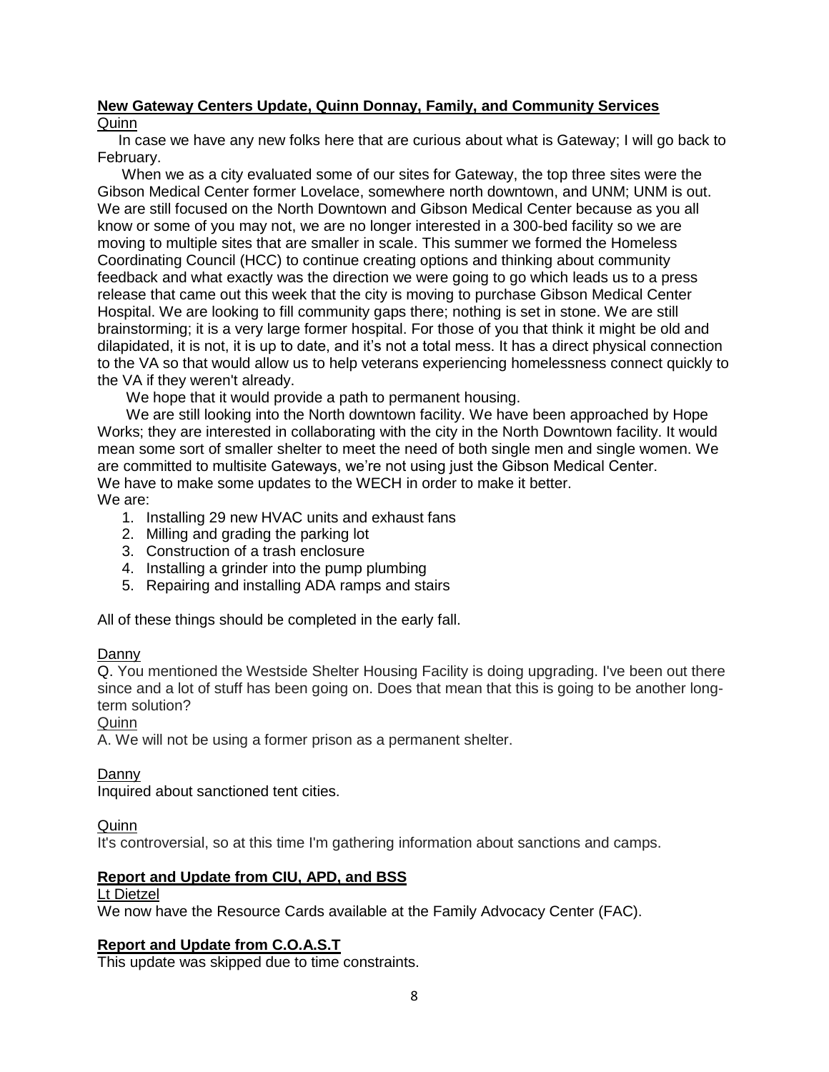**New Gateway Centers Update, Quinn Donnay, Family, and Community Services**

Quinn

In case we have any new folks here that are curious about what is Gateway; I will go back to February.

When we as a city evaluated some of our sites for Gateway, the top three sites were the Gibson Medical Center former Lovelace, somewhere north downtown, and UNM; UNM is out. We are still focused on the North Downtown and Gibson Medical Center because as you all know or some of you may not, we are no longer interested in a 300-bed facility so we are moving to multiple sites that are smaller in scale. This summer we formed the Homeless Coordinating Council (HCC) to continue creating options and thinking about community feedback and what exactly was the direction we were going to go which leads us to a press release that came out this week that the city is moving to purchase Gibson Medical Center Hospital. We are looking to fill community gaps there; nothing is set in stone. We are still brainstorming; it is a very large former hospital. For those of you that think it might be old and dilapidated, it is not, it is up to date, and it's not a total mess. It has a direct physical connection to the VA so that would allow us to help veterans experiencing homelessness connect quickly to the VA if they weren't already.

We hope that it would provide a path to permanent housing.

We are still looking into the North downtown facility. We have been approached by Hope Works; they are interested in collaborating with the city in the North Downtown facility. It would mean some sort of smaller shelter to meet the need of both single men and single women. We are committed to multisite Gateways, we're not using just the Gibson Medical Center.
We have to make some updates to the WECH in order to make it better.
We are:

1. Installing 29 new HVAC units and exhaust fans
2. Milling and grading the parking lot
3. Construction of a trash enclosure
4. Installing a grinder into the pump plumbing
5. Repairing and installing ADA ramps and stairs

All of these things should be completed in the early fall.

Danny

Q. You mentioned the Westside Shelter Housing Facility is doing upgrading. I've been out there since and a lot of stuff has been going on. Does that mean that this is going to be another long-term solution?

Quinn

A. We will not be using a former prison as a permanent shelter.

Danny

Inquired about sanctioned tent cities.

Quinn

It's controversial, so at this time I'm gathering information about sanctions and camps.

**Report and Update from CIU, APD, and BSS**

Lt Dietzel

We now have the Resource Cards available at the Family Advocacy Center (FAC).

**Report and Update from C.O.A.S.T**

This update was skipped due to time constraints.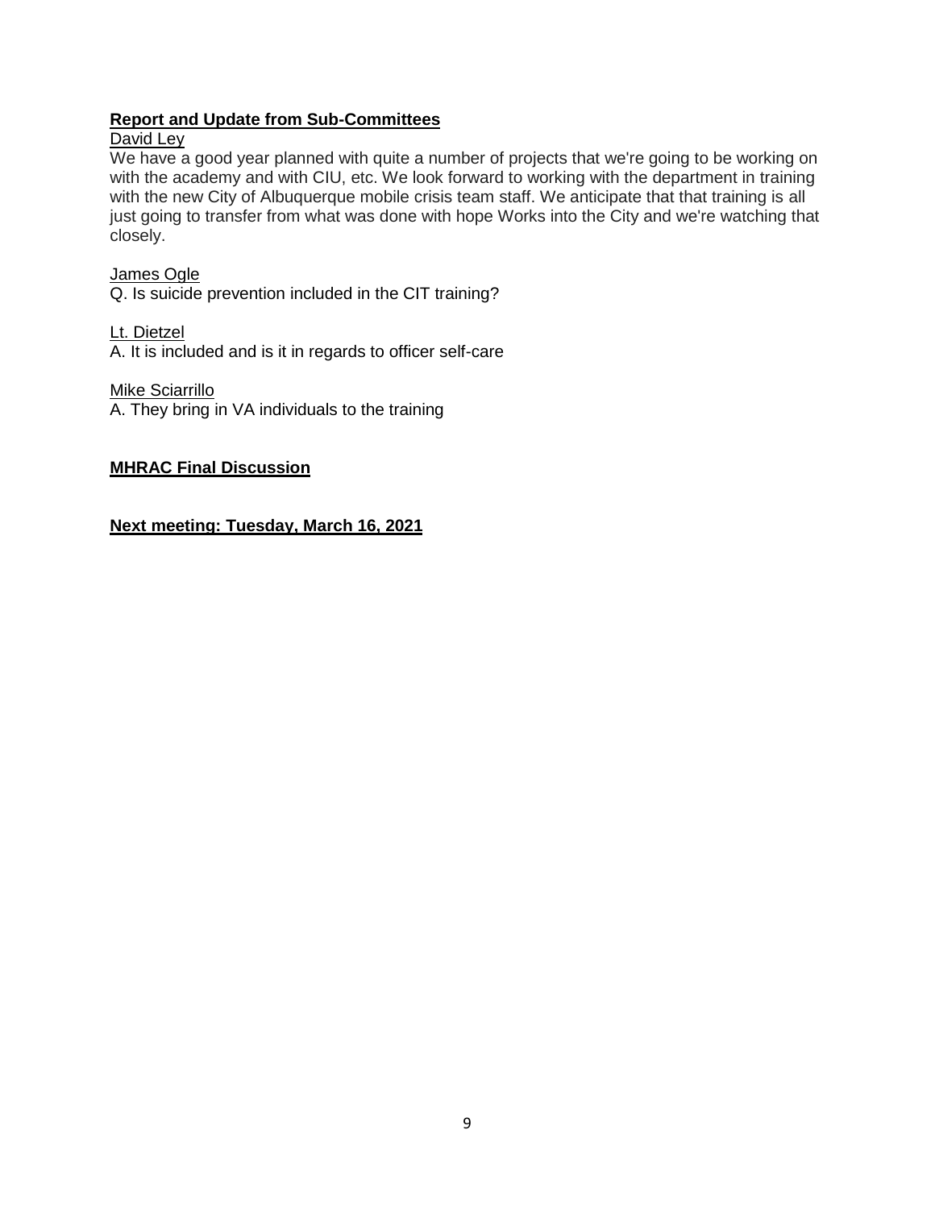**Report and Update from Sub-Committees**

David Ley

We have a good year planned with quite a number of projects that we're going to be working on with the academy and with CIU, etc. We look forward to working with the department in training with the new City of Albuquerque mobile crisis team staff. We anticipate that that training is all just going to transfer from what was done with hope Works into the City and we're watching that closely.

James Ogle

Q. Is suicide prevention included in the CIT training?

Lt. Dietzel

A. It is included and is it in regards to officer self-care

Mike Sciarrillo

A. They bring in VA individuals to the training

**MHRAC Final Discussion**

**Next meeting: Tuesday, March 16, 2021**